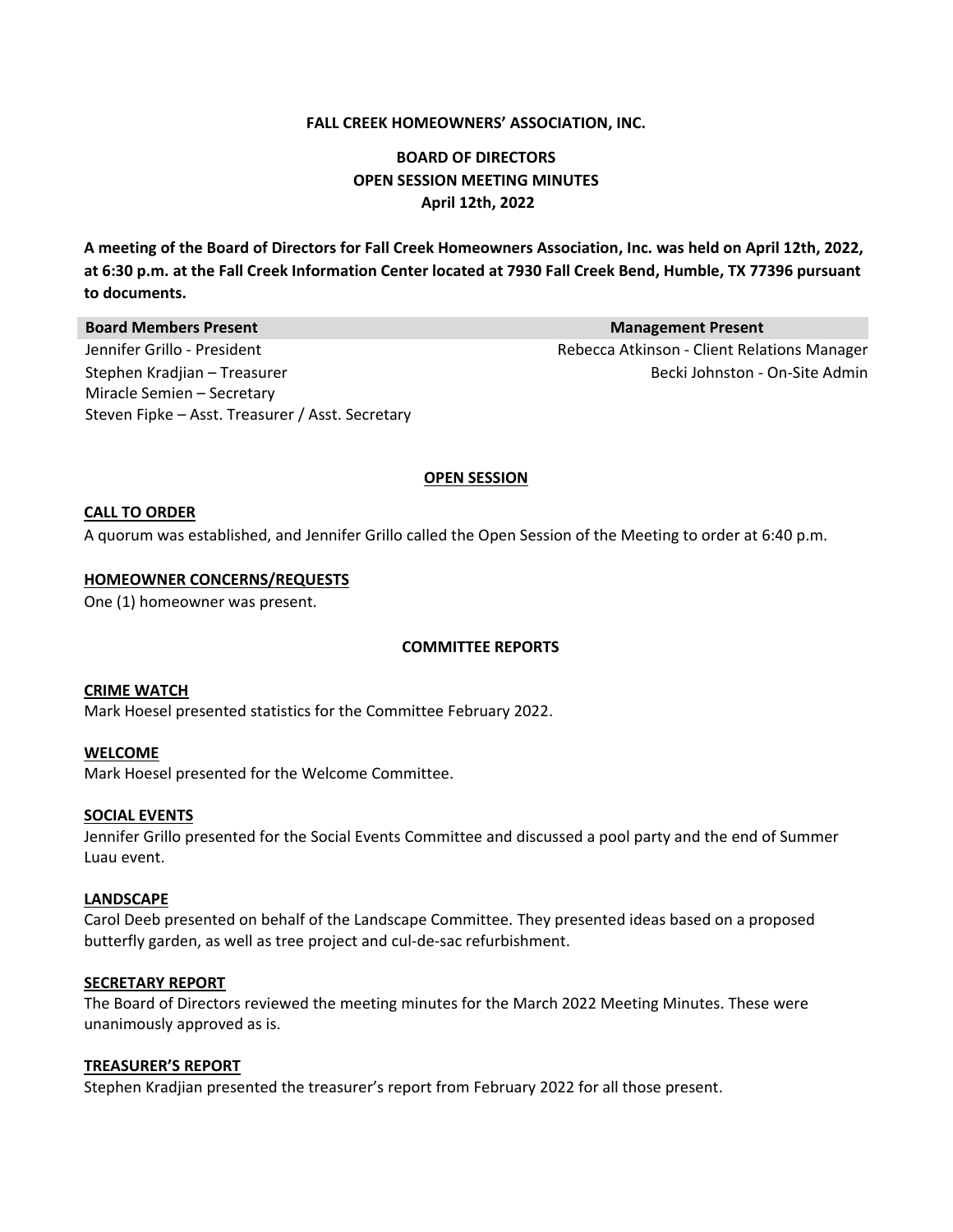**FALL CREEK HOMEOWNERS' ASSOCIATION, INC.**

**BOARD OF DIRECTORS**
**OPEN SESSION MEETING MINUTES**
**April 12th, 2022**

**A meeting of the Board of Directors for Fall Creek Homeowners Association, Inc. was held on April 12th, 2022, at 6:30 p.m. at the Fall Creek Information Center located at 7930 Fall Creek Bend, Humble, TX 77396 pursuant to documents.**

| Board Members Present | Management Present |
|---|---|
| Jennifer Grillo - President | Rebecca Atkinson - Client Relations Manager |
| Stephen Kradjian – Treasurer | Becki Johnston - On-Site Admin |
| Miracle Semien – Secretary | |
| Steven Fipke – Asst. Treasurer / Asst. Secretary | |

## OPEN SESSION

### CALL TO ORDER

A quorum was established, and Jennifer Grillo called the Open Session of the Meeting to order at 6:40 p.m.

### HOMEOWNER CONCERNS/REQUESTS

One (1) homeowner was present.

## COMMITTEE REPORTS

### CRIME WATCH

Mark Hoesel presented statistics for the Committee February 2022.

### WELCOME

Mark Hoesel presented for the Welcome Committee.

### SOCIAL EVENTS

Jennifer Grillo presented for the Social Events Committee and discussed a pool party and the end of Summer Luau event.

### LANDSCAPE

Carol Deeb presented on behalf of the Landscape Committee. They presented ideas based on a proposed butterfly garden, as well as tree project and cul-de-sac refurbishment.

### SECRETARY REPORT

The Board of Directors reviewed the meeting minutes for the March 2022 Meeting Minutes. These were unanimously approved as is.

### TREASURER'S REPORT

Stephen Kradjian presented the treasurer's report from February 2022 for all those present.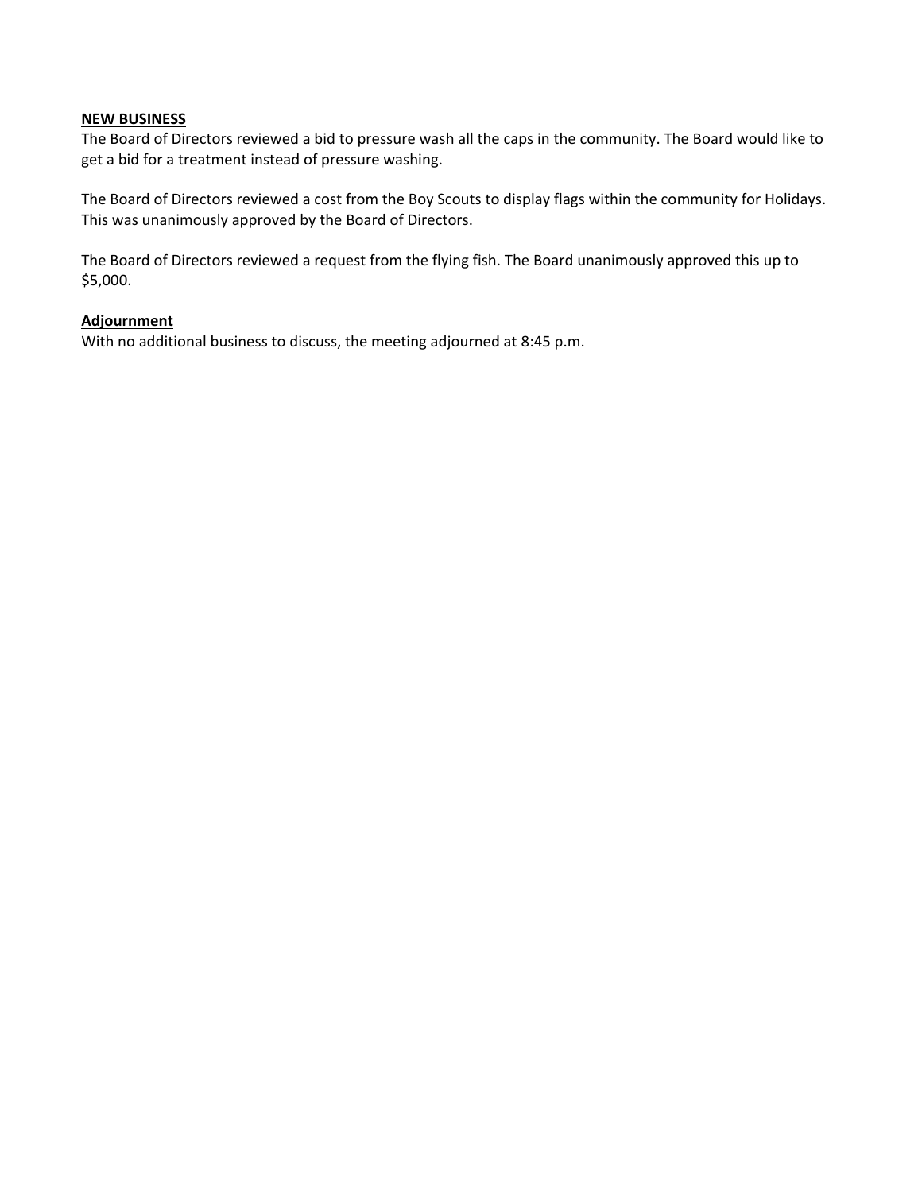**NEW BUSINESS**

The Board of Directors reviewed a bid to pressure wash all the caps in the community. The Board would like to get a bid for a treatment instead of pressure washing.

The Board of Directors reviewed a cost from the Boy Scouts to display flags within the community for Holidays. This was unanimously approved by the Board of Directors.

The Board of Directors reviewed a request from the flying fish. The Board unanimously approved this up to $5,000.

**Adjournment**

With no additional business to discuss, the meeting adjourned at 8:45 p.m.